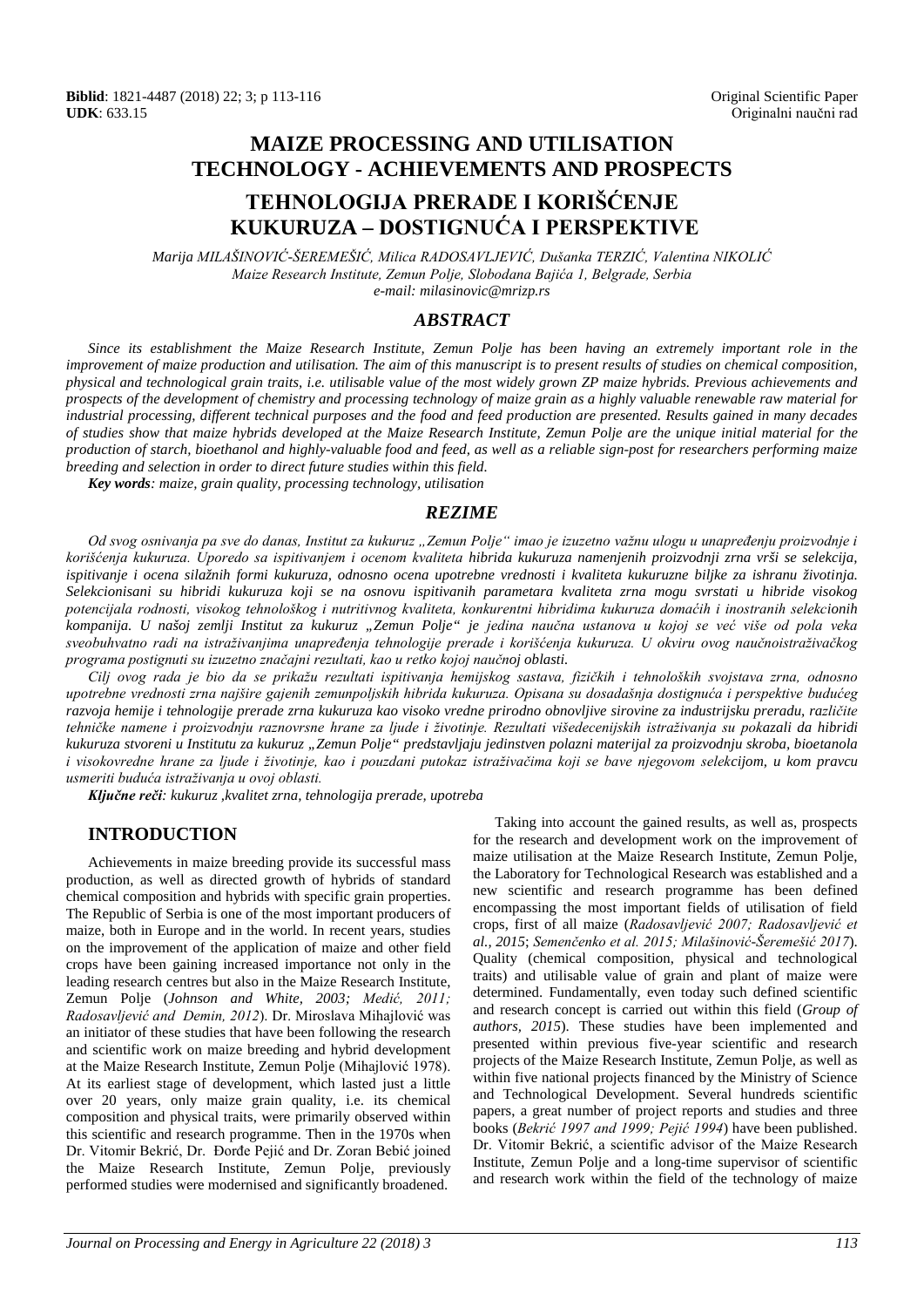**Biblid**: 1821-4487 (2018) 22; 3; p 113-116
**UDK**: 633.15

Original Scientific Paper
Originalni naučni rad

# MAIZE PROCESSING AND UTILISATION TECHNOLOGY - ACHIEVEMENTS AND PROSPECTS

# TEHNOLOGIJA PRERADE I KORIŠĆENJE KUKURUZA – DOSTIGNUĆA I PERSPEKTIVE

*Marija MILAŠINOVIĆ-ŠEREMEŠIĆ, Milica RADOSAVLJEVIĆ, Dušanka TERZIĆ, Valentina NIKOLIĆ*
*Maize Research Institute, Zemun Polje, Slobodana Bajića 1, Belgrade, Serbia*
*e-mail: milasinovic@mrizp.rs*

## ABSTRACT

*Since its establishment the Maize Research Institute, Zemun Polje has been having an extremely important role in the improvement of maize production and utilisation. The aim of this manuscript is to present results of studies on chemical composition, physical and technological grain traits, i.e. utilisable value of the most widely grown ZP maize hybrids. Previous achievements and prospects of the development of chemistry and processing technology of maize grain as a highly valuable renewable raw material for industrial processing, different technical purposes and the food and feed production are presented. Results gained in many decades of studies show that maize hybrids developed at the Maize Research Institute, Zemun Polje are the unique initial material for the production of starch, bioethanol and highly-valuable food and feed, as well as a reliable sign-post for researchers performing maize breeding and selection in order to direct future studies within this field.*

***Key words**: maize, grain quality, processing technology, utilisation*

## REZIME

*Od svog osnivanja pa sve do danas, Institut za kukuruz „Zemun Polje" imao je izuzetno važnu ulogu u unapređenju proizvodnje i korišćenja kukuruza. Uporedo sa ispitivanjem i ocenom kvaliteta hibrida kukuruza namenjenih proizvodnji zrna vrši se selekcija, ispitivanje i ocena silažnih formi kukuruza, odnosno ocena upotrebne vrednosti i kvaliteta kukuruzne biljke za ishranu životinja. Selekcionisani su hibridi kukuruza koji se na osnovu ispitivanih parametara kvaliteta zrna mogu svrstati u hibride visokog potencijala rodnosti, visokog tehnološkog i nutritivnog kvaliteta, konkurentni hibridima kukuruza domaćih i inostranih selekcionih kompanija. U našoj zemlji Institut za kukuruz „Zemun Polje" je jedina naučna ustanova u kojoj se već više od pola veka sveobuhvatno radi na istraživanjima unapređenja tehnologije prerade i korišćenja kukuruza. U okviru ovog naučnoistraživačkog programa postignuti su izuzetno značajni rezultati, kao u retko kojoj naučnoj oblasti.*

*Cilj ovog rada je bio da se prikažu rezultati ispitivanja hemijskog sastava, fizičkih i tehnoloških svojstava zrna, odnosno upotrebne vrednosti zrna najšire gajenih zemunpoljskih hibrida kukuruza. Opisana su dosadašnja dostignuća i perspektive budućeg razvoja hemije i tehnologije prerade zrna kukuruza kao visoko vredne prirodno obnovljive sirovine za industrijsku preradu, različite tehničke namene i proizvodnju raznovrsne hrane za ljude i životinje. Rezultati višedecenijskih istraživanja su pokazali da hibridi kukuruza stvoreni u Institutu za kukuruz „Zemun Polje" predstavljaju jedinstven polazni materijal za proizvodnju skroba, bioetanola i visokovredne hrane za ljude i životinje, kao i pouzdani putokaz istraživačima koji se bave njegovom selekcijom, u kom pravcu usmeriti buduća istraživanja u ovoj oblasti.*

***Ključne reči**: kukuruz ,kvalitet zrna, tehnologija prerade, upotreba*

## INTRODUCTION

Achievements in maize breeding provide its successful mass production, as well as directed growth of hybrids of standard chemical composition and hybrids with specific grain properties. The Republic of Serbia is one of the most important producers of maize, both in Europe and in the world. In recent years, studies on the improvement of the application of maize and other field crops have been gaining increased importance not only in the leading research centres but also in the Maize Research Institute, Zemun Polje (*Johnson and White, 2003; Medić, 2011; Radosavljević and Demin, 2012*). Dr. Miroslava Mihajlović was an initiator of these studies that have been following the research and scientific work on maize breeding and hybrid development at the Maize Research Institute, Zemun Polje (Mihajlović 1978). At its earliest stage of development, which lasted just a little over 20 years, only maize grain quality, i.e. its chemical composition and physical traits, were primarily observed within this scientific and research programme. Then in the 1970s when Dr. Vitomir Bekrić, Dr. Đorđe Pejić and Dr. Zoran Bebić joined the Maize Research Institute, Zemun Polje, previously performed studies were modernised and significantly broadened.

Taking into account the gained results, as well as, prospects for the research and development work on the improvement of maize utilisation at the Maize Research Institute, Zemun Polje, the Laboratory for Technological Research was established and a new scientific and research programme has been defined encompassing the most important fields of utilisation of field crops, first of all maize (*Radosavljević 2007; Radosavljević et al., 2015*; *Semenčenko et al. 2015; Milašinović-Šeremešić 2017*). Quality (chemical composition, physical and technological traits) and utilisable value of grain and plant of maize were determined. Fundamentally, even today such defined scientific and research concept is carried out within this field (*Group of authors, 2015*). These studies have been implemented and presented within previous five-year scientific and research projects of the Maize Research Institute, Zemun Polje, as well as within five national projects financed by the Ministry of Science and Technological Development. Several hundreds scientific papers, a great number of project reports and studies and three books (*Bekrić 1997 and 1999; Pejić 1994*) have been published. Dr. Vitomir Bekrić, a scientific advisor of the Maize Research Institute, Zemun Polje and a long-time supervisor of scientific and research work within the field of the technology of maize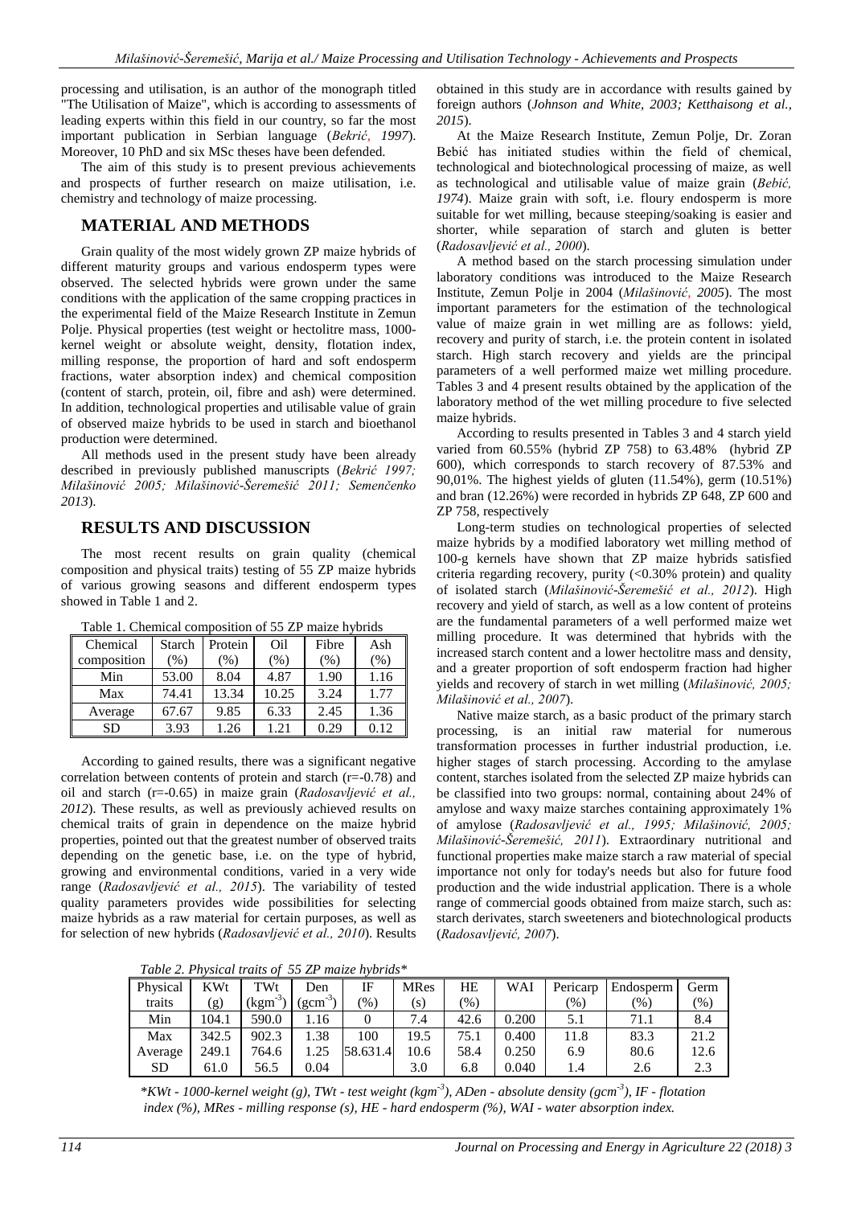processing and utilisation, is an author of the monograph titled "The Utilisation of Maize", which is according to assessments of leading experts within this field in our country, so far the most important publication in Serbian language (*Bekrić, 1997*). Moreover, 10 PhD and six MSc theses have been defended.

The aim of this study is to present previous achievements and prospects of further research on maize utilisation, i.e. chemistry and technology of maize processing.

## MATERIAL AND METHODS

Grain quality of the most widely grown ZP maize hybrids of different maturity groups and various endosperm types were observed. The selected hybrids were grown under the same conditions with the application of the same cropping practices in the experimental field of the Maize Research Institute in Zemun Polje. Physical properties (test weight or hectolitre mass, 1000-kernel weight or absolute weight, density, flotation index, milling response, the proportion of hard and soft endosperm fractions, water absorption index) and chemical composition (content of starch, protein, oil, fibre and ash) were determined. In addition, technological properties and utilisable value of grain of observed maize hybrids to be used in starch and bioethanol production were determined.

All methods used in the present study have been already described in previously published manuscripts (*Bekrić 1997; Milašinović 2005; Milašinović-Šeremešić 2011; Semenčenko 2013*).

## RESULTS AND DISCUSSION

The most recent results on grain quality (chemical composition and physical traits) testing of 55 ZP maize hybrids of various growing seasons and different endosperm types showed in Table 1 and 2.

Table 1. Chemical composition of 55 ZP maize hybrids

| Chemical composition | Starch (%) | Protein (%) | Oil (%) | Fibre (%) | Ash (%) |
|---|---|---|---|---|---|
| Min | 53.00 | 8.04 | 4.87 | 1.90 | 1.16 |
| Max | 74.41 | 13.34 | 10.25 | 3.24 | 1.77 |
| Average | 67.67 | 9.85 | 6.33 | 2.45 | 1.36 |
| SD | 3.93 | 1.26 | 1.21 | 0.29 | 0.12 |

According to gained results, there was a significant negative correlation between contents of protein and starch (r=-0.78) and oil and starch (r=-0.65) in maize grain (*Radosavljević et al., 2012*). These results, as well as previously achieved results on chemical traits of grain in dependence on the maize hybrid properties, pointed out that the greatest number of observed traits depending on the genetic base, i.e. on the type of hybrid, growing and environmental conditions, varied in a very wide range (*Radosavljević et al., 2015*). The variability of tested quality parameters provides wide possibilities for selecting maize hybrids as a raw material for certain purposes, as well as for selection of new hybrids (*Radosavljević et al., 2010*). Results obtained in this study are in accordance with results gained by foreign authors (*Johnson and White, 2003; Ketthaisong et al., 2015*).

At the Maize Research Institute, Zemun Polje, Dr. Zoran Bebić has initiated studies within the field of chemical, technological and biotechnological processing of maize, as well as technological and utilisable value of maize grain (*Bebić, 1974*). Maize grain with soft, i.e. floury endosperm is more suitable for wet milling, because steeping/soaking is easier and shorter, while separation of starch and gluten is better (*Radosavljević et al., 2000*).

A method based on the starch processing simulation under laboratory conditions was introduced to the Maize Research Institute, Zemun Polje in 2004 (*Milašinović, 2005*). The most important parameters for the estimation of the technological value of maize grain in wet milling are as follows: yield, recovery and purity of starch, i.e. the protein content in isolated starch. High starch recovery and yields are the principal parameters of a well performed maize wet milling procedure. Tables 3 and 4 present results obtained by the application of the laboratory method of the wet milling procedure to five selected maize hybrids.

According to results presented in Tables 3 and 4 starch yield varied from 60.55% (hybrid ZP 758) to 63.48% (hybrid ZP 600), which corresponds to starch recovery of 87.53% and 90,01%. The highest yields of gluten (11.54%), germ (10.51%) and bran (12.26%) were recorded in hybrids ZP 648, ZP 600 and ZP 758, respectively

Long-term studies on technological properties of selected maize hybrids by a modified laboratory wet milling method of 100-g kernels have shown that ZP maize hybrids satisfied criteria regarding recovery, purity (<0.30% protein) and quality of isolated starch (*Milašinović-Šeremešić et al., 2012*). High recovery and yield of starch, as well as a low content of proteins are the fundamental parameters of a well performed maize wet milling procedure. It was determined that hybrids with the increased starch content and a lower hectolitre mass and density, and a greater proportion of soft endosperm fraction had higher yields and recovery of starch in wet milling (*Milašinović, 2005; Milašinović et al., 2007*).

Native maize starch, as a basic product of the primary starch processing, is an initial raw material for numerous transformation processes in further industrial production, i.e. higher stages of starch processing. According to the amylase content, starches isolated from the selected ZP maize hybrids can be classified into two groups: normal, containing about 24% of amylose and waxy maize starches containing approximately 1% of amylose (*Radosavljević et al., 1995; Milašinović, 2005; Milašinović-Šeremešić, 2011*). Extraordinary nutritional and functional properties make maize starch a raw material of special importance not only for today's needs but also for future food production and the wide industrial application. There is a whole range of commercial goods obtained from maize starch, such as: starch derivates, starch sweeteners and biotechnological products (*Radosavljević, 2007*).

*Table 2. Physical traits of 55 ZP maize hybrids\**

| Physical traits | KWt (g) | TWt ($kgm^{-3}$) | Den ($gcm^{-3}$) | IF (%) | MRes (s) | HE (%) | WAI | Pericarp (%) | Endosperm (%) | Germ (%) |
|---|---|---|---|---|---|---|---|---|---|---|
| Min | 104.1 | 590.0 | 1.16 | 0 | 7.4 | 42.6 | 0.200 | 5.1 | 71.1 | 8.4 |
| Max | 342.5 | 902.3 | 1.38 | 100 | 19.5 | 75.1 | 0.400 | 11.8 | 83.3 | 21.2 |
| Average | 249.1 | 764.6 | 1.25 | 58.631.4 | 10.6 | 58.4 | 0.250 | 6.9 | 80.6 | 12.6 |
| SD | 61.0 | 56.5 | 0.04 | | 3.0 | 6.8 | 0.040 | 1.4 | 2.6 | 2.3 |

*\*KWt - 1000-kernel weight (g), TWt - test weight ($kgm^{-3}$), ADen - absolute density ($gcm^{-3}$), IF - flotation index (%), MRes - milling response (s), HE - hard endosperm (%), WAI - water absorption index.*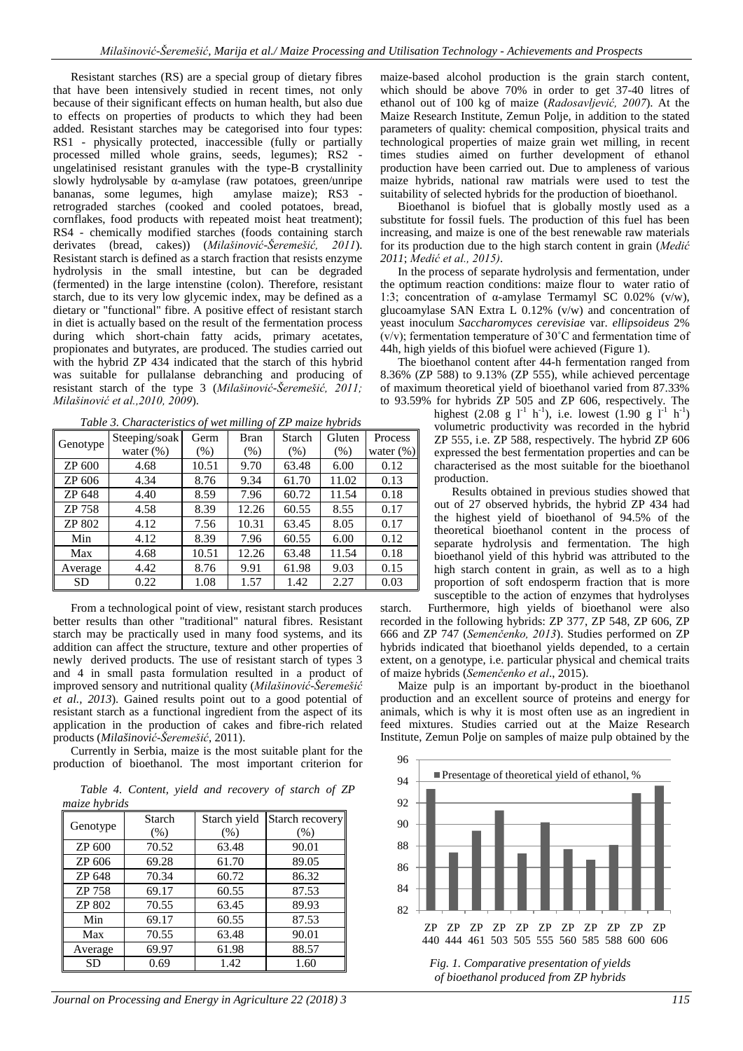Resistant starches (RS) are a special group of dietary fibres that have been intensively studied in recent times, not only because of their significant effects on human health, but also due to effects on properties of products to which they had been added. Resistant starches may be categorised into four types: RS1 - physically protected, inaccessible (fully or partially processed milled whole grains, seeds, legumes); RS2 - ungelatinised resistant granules with the type-B crystallinity slowly hydrolysable by α-amylase (raw potatoes, green/unripe bananas, some legumes, high amylase maize); RS3 - retrograded starches (cooked and cooled potatoes, bread, cornflakes, food products with repeated moist heat treatment); RS4 - chemically modified starches (foods containing starch derivates (bread, cakes)) (*Milašinović-Šeremešić, 2011*). Resistant starch is defined as a starch fraction that resists enzyme hydrolysis in the small intestine, but can be degraded (fermented) in the large intenstine (colon). Therefore, resistant starch, due to its very low glycemic index, may be defined as a dietary or "functional" fibre. A positive effect of resistant starch in diet is actually based on the result of the fermentation process during which short-chain fatty acids, primary acetates, propionates and butyrates, are produced. The studies carried out with the hybrid ZP 434 indicated that the starch of this hybrid was suitable for pullalanse debranching and producing of resistant starch of the type 3 (*Milašinović-Šeremešić, 2011; Milašinović et al.,2010, 2009*).

*Table 3. Characteristics of wet milling of ZP maize hybrids*

| Genotype | Steeping/soak water (%) | Germ (%) | Bran (%) | Starch (%) | Gluten (%) | Process water (%) |
|---|---|---|---|---|---|---|
| ZP 600 | 4.68 | 10.51 | 9.70 | 63.48 | 6.00 | 0.12 |
| ZP 606 | 4.34 | 8.76 | 9.34 | 61.70 | 11.02 | 0.13 |
| ZP 648 | 4.40 | 8.59 | 7.96 | 60.72 | 11.54 | 0.18 |
| ZP 758 | 4.58 | 8.39 | 12.26 | 60.55 | 8.55 | 0.17 |
| ZP 802 | 4.12 | 7.56 | 10.31 | 63.45 | 8.05 | 0.17 |
| Min | 4.12 | 8.39 | 7.96 | 60.55 | 6.00 | 0.12 |
| Max | 4.68 | 10.51 | 12.26 | 63.48 | 11.54 | 0.18 |
| Average | 4.42 | 8.76 | 9.91 | 61.98 | 9.03 | 0.15 |
| SD | 0.22 | 1.08 | 1.57 | 1.42 | 2.27 | 0.03 |

From a technological point of view, resistant starch produces better results than other "traditional" natural fibres. Resistant starch may be practically used in many food systems, and its addition can affect the structure, texture and other properties of newly derived products. The use of resistant starch of types 3 and 4 in small pasta formulation resulted in a product of improved sensory and nutritional quality (*Milašinović-Šeremešić et al., 2013*). Gained results point out to a good potential of resistant starch as a functional ingredient from the aspect of its application in the production of cakes and fibre-rich related products (*Milašinović-Šeremešić*, 2011).

Currently in Serbia, maize is the most suitable plant for the production of bioethanol. The most important criterion for maize-based alcohol production is the grain starch content, which should be above 70% in order to get 37-40 litres of ethanol out of 100 kg of maize (*Radosavljević, 2007*). At the Maize Research Institute, Zemun Polje, in addition to the stated parameters of quality: chemical composition, physical traits and technological properties of maize grain wet milling, in recent times studies aimed on further development of ethanol production have been carried out. Due to ampleness of various maize hybrids, national raw matrials were used to test the suitability of selected hybrids for the production of bioethanol.

*Table 4. Content, yield and recovery of starch of ZP maize hybrids*

| Genotype | Starch (%) | Starch yield (%) | Starch recovery (%) |
|---|---|---|---|
| ZP 600 | 70.52 | 63.48 | 90.01 |
| ZP 606 | 69.28 | 61.70 | 89.05 |
| ZP 648 | 70.34 | 60.72 | 86.32 |
| ZP 758 | 69.17 | 60.55 | 87.53 |
| ZP 802 | 70.55 | 63.45 | 89.93 |
| Min | 69.17 | 60.55 | 87.53 |
| Max | 70.55 | 63.48 | 90.01 |
| Average | 69.97 | 61.98 | 88.57 |
| SD | 0.69 | 1.42 | 1.60 |

Bioethanol is biofuel that is globally mostly used as a substitute for fossil fuels. The production of this fuel has been increasing, and maize is one of the best renewable raw materials for its production due to the high starch content in grain (*Medić 2011*; *Medić et al., 2015)*.

In the process of separate hydrolysis and fermentation, under the optimum reaction conditions: maize flour to water ratio of 1:3; concentration of α-amylase Termamyl SC 0.02% (v/w), glucoamylase SAN Extra L 0.12% (v/w) and concentration of yeast inoculum *Saccharomyces cerevisiae* var. *ellipsoideus* 2% (v/v); fermentation temperature of 30˚C and fermentation time of 44h, high yields of this biofuel were achieved (Figure 1).

The bioethanol content after 44-h fermentation ranged from 8.36% (ZP 588) to 9.13% (ZP 555), while achieved percentage of maximum theoretical yield of bioethanol varied from 87.33% to 93.59% for hybrids ZP 505 and ZP 606, respectively. The highest (2.08 g $l^{-1}$ $h^{-1}$), i.e. lowest (1.90 g $l^{-1}$ $h^{-1}$) volumetric productivity was recorded in the hybrid ZP 555, i.e. ZP 588, respectively. The hybrid ZP 606 expressed the best fermentation properties and can be characterised as the most suitable for the bioethanol production.

Results obtained in previous studies showed that out of 27 observed hybrids, the hybrid ZP 434 had the highest yield of bioethanol of 94.5% of the theoretical bioethanol content in the process of separate hydrolysis and fermentation. The high bioethanol yield of this hybrid was attributed to the high starch content in grain, as well as to a high proportion of soft endosperm fraction that is more susceptible to the action of enzymes that hydrolyses starch. Furthermore, high yields of bioethanol were also recorded in the following hybrids: ZP 377, ZP 548, ZP 606, ZP 666 and ZP 747 (*Semenčenko, 2013*). Studies performed on ZP hybrids indicated that bioethanol yields depended, to a certain extent, on a genotype, i.e. particular physical and chemical traits of maize hybrids (*Semenčenko et al*., 2015).

Maize pulp is an important by-product in the bioethanol production and an excellent source of proteins and energy for animals, which is why it is most often use as an ingredient in feed mixtures. Studies carried out at the Maize Research Institute, Zemun Polje on samples of maize pulp obtained by the

*Fig. 1. Comparative presentation of yields of bioethanol produced from ZP hybrids*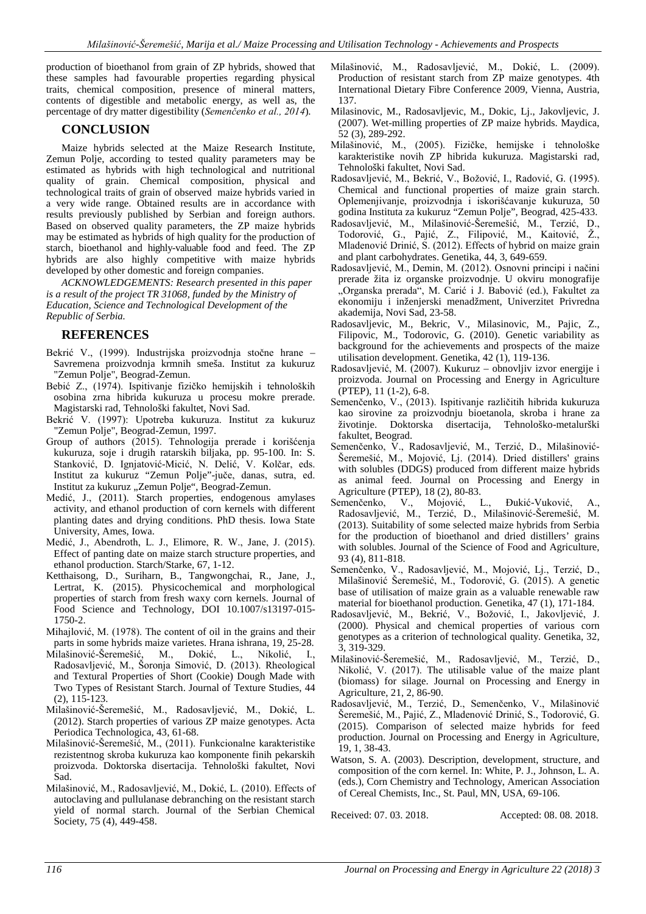production of bioethanol from grain of ZP hybrids, showed that these samples had favourable properties regarding physical traits, chemical composition, presence of mineral matters, contents of digestible and metabolic energy, as well as, the percentage of dry matter digestibility (*Semenčenko et al., 2014*).

## CONCLUSION

Maize hybrids selected at the Maize Research Institute, Zemun Polje, according to tested quality parameters may be estimated as hybrids with high technological and nutritional quality of grain. Chemical composition, physical and technological traits of grain of observed maize hybrids varied in a very wide range. Obtained results are in accordance with results previously published by Serbian and foreign authors. Based on observed quality parameters, the ZP maize hybrids may be estimated as hybrids of high quality for the production of starch, bioethanol and highly-valuable food and feed. The ZP hybrids are also highly competitive with maize hybrids developed by other domestic and foreign companies.

*ACKNOWLEDGEMENTS: Research presented in this paper is a result of the project TR 31068, funded by the Ministry of Education, Science and Technological Development of the Republic of Serbia.*

## REFERENCES

Bekrić V., (1999). Industrijska proizvodnja stočne hrane – Savremena proizvodnja krmnih smeša. Institut za kukuruz "Zemun Polje", Beograd-Zemun.

Bebić Z., (1974). Ispitivanje fizičko hemijskih i tehnoloških osobina zrna hibrida kukuruza u procesu mokre prerade. Magistarski rad, Tehnološki fakultet, Novi Sad.

Bekrić V. (1997): Upotreba kukuruza. Institut za kukuruz "Zemun Polje", Beograd-Zemun, 1997.

Group of authors (2015). Tehnologija prerade i korišćenja kukuruza, soje i drugih ratarskih biljaka, pp. 95-100. In: S. Stanković, D. Ignjatović-Micić, N. Delić, V. Kolčar, eds. Institut za kukuruz "Zemun Polje"-juče, danas, sutra, ed. Institut za kukuruz „Zemun Polje", Beograd-Zemun.

Medić, J., (2011). Starch properties, endogenous amylases activity, and ethanol production of corn kernels with different planting dates and drying conditions. PhD thesis. Iowa State University, Ames, Iowa.

Medić, J., Abendroth, L. J., Elimore, R. W., Jane, J. (2015). Effect of panting date on maize starch structure properties, and ethanol production. Starch/Starke, 67, 1-12.

Ketthaisong, D., Suriharn, B., Tangwongchai, R., Jane, J., Lertrat, K. (2015). Physicochemical and morphological properties of starch from fresh waxy corn kernels. Journal of Food Science and Technology, DOI 10.1007/s13197-015-1750-2.

Mihajlović, M. (1978). The content of oil in the grains and their parts in some hybrids maize varietes. Hrana ishrana, 19, 25-28.

Milašinović-Šeremešić, M., Dokić, L., Nikolić, I., Radosavljević, M., Šoronja Simović, D. (2013). Rheological and Textural Properties of Short (Cookie) Dough Made with Two Types of Resistant Starch. Journal of Texture Studies, 44 (2), 115-123.

Milašinović-Šeremešić, M., Radosavljević, M., Dokić, L. (2012). Starch properties of various ZP maize genotypes. Acta Periodica Technologica, 43, 61-68.

Milašinović-Šeremešić, M., (2011). Funkcionalne karakteristike rezistentnog skroba kukuruza kao komponente finih pekarskih proizvoda. Doktorska disertacija. Tehnološki fakultet, Novi Sad.

Milašinović, M., Radosavljević, M., Dokić, L. (2010). Effects of autoclaving and pullulanase debranching on the resistant starch yield of normal starch. Journal of the Serbian Chemical Society, 75 (4), 449-458.

Milašinović, M., Radosavljević, M., Dokić, L. (2009). Production of resistant starch from ZP maize genotypes. 4th International Dietary Fibre Conference 2009, Vienna, Austria, 137.

Milasinovic, M., Radosavljevic, M., Dokic, Lj., Jakovljevic, J. (2007). Wet-milling properties of ZP maize hybrids. Maydica, 52 (3), 289-292.

Milašinović, M., (2005). Fizičke, hemijske i tehnološke karakteristike novih ZP hibrida kukuruza. Magistarski rad, Tehnološki fakultet, Novi Sad.

Radosavljević, M., Bekrić, V., Božović, I., Radović, G. (1995). Chemical and functional properties of maize grain starch. Oplemenjivanje, proizvodnja i iskorišćavanje kukuruza, 50 godina Instituta za kukuruz "Zemun Polje", Beograd, 425-433.

Radosavljević, M., Milašinović-Šeremešić, M., Terzić, D., Todorović, G., Pajić, Z., Filipović, M., Kaitović, Ž., Mladenović Drinić, S. (2012). Effects of hybrid on maize grain and plant carbohydrates. Genetika, 44, 3, 649-659.

Radosavljević, M., Demin, M. (2012). Osnovni principi i načini prerade žita iz organske proizvodnje. U okviru monografije „Organska prerada", M. Carić i J. Babović (ed.), Fakultet za ekonomiju i inženjerski menadžment, Univerzitet Privredna akademija, Novi Sad, 23-58.

Radosavljevic, M., Bekric, V., Milasinovic, M., Pajic, Z., Filipovic, M., Todorovic, G. (2010). Genetic variability as background for the achievements and prospects of the maize utilisation development. Genetika, 42 (1), 119-136.

Radosavljević, M. (2007). Kukuruz – obnovljiv izvor energije i proizvoda. Journal on Processing and Energy in Agriculture (PTEP), 11 (1-2), 6-8.

Semenčenko, V., (2013). Ispitivanje različitih hibrida kukuruza kao sirovine za proizvodnju bioetanola, skroba i hrane za životinje. Doktorska disertacija, Tehnološko-metalurški fakultet, Beograd.

Semenčenko, V., Radosavljević, M., Terzić, D., Milašinović-Šeremešić, M., Mojović, Lj. (2014). Dried distillers' grains with solubles (DDGS) produced from different maize hybrids as animal feed. Journal on Processing and Energy in Agriculture (PTEP), 18 (2), 80-83.

Semenčenko, V., Mojović, L., Đukić-Vuković, A., Radosavljević, M., Terzić, D., Milašinović-Šeremešić, M. (2013). Suitability of some selected maize hybrids from Serbia for the production of bioethanol and dried distillers' grains with solubles. Journal of the Science of Food and Agriculture, 93 (4), 811-818.

Semenčenko, V., Radosavljević, M., Mojović, Lj., Terzić, D., Milašinović Šeremešić, M., Todorović, G. (2015). A genetic base of utilisation of maize grain as a valuable renewable raw material for bioethanol production. Genetika, 47 (1), 171-184.

Radosavljević, M., Bekrić, V., Božović, I., Jakovljević, J. (2000). Physical and chemical properties of various corn genotypes as a criterion of technological quality. Genetika, 32, 3, 319-329.

Milašinović-Šeremešić, M., Radosavljević, M., Terzić, D., Nikolić, V. (2017). The utilisable value of the maize plant (biomass) for silage. Journal on Processing and Energy in Agriculture, 21, 2, 86-90.

Radosavljević, M., Terzić, D., Semenčenko, V., Milašinović Šeremešić, M., Pajić, Z., Mladenović Drinić, S., Todorović, G. (2015). Comparison of selected maize hybrids for feed production. Journal on Processing and Energy in Agriculture, 19, 1, 38-43.

Watson, S. A. (2003). Description, development, structure, and composition of the corn kernel. In: White, P. J., Johnson, L. A. (eds.), Corn Chemistry and Technology, American Association of Cereal Chemists, Inc., St. Paul, MN, USA, 69-106.

Received: 07. 03. 2018. Accepted: 08. 08. 2018.